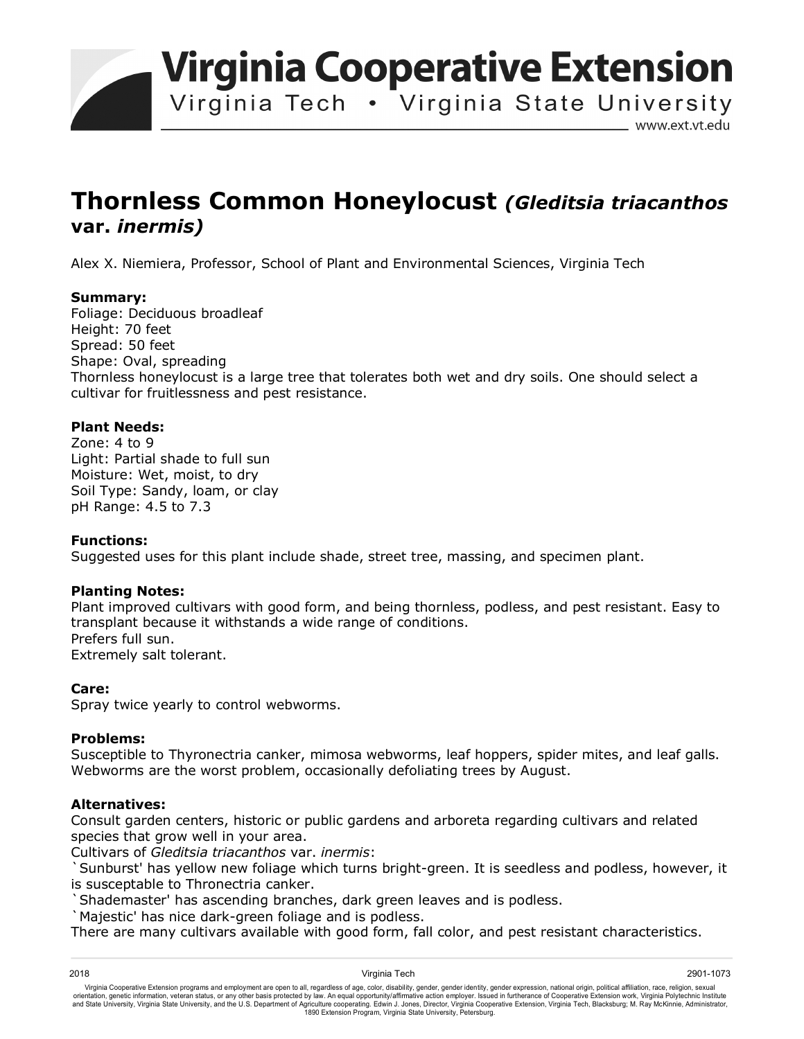# Virginia Cooperative Extension

Virginia Tech • Virginia State University

www.ext.vt.edu

# Thornless Common Honeylocust *(Gleditsia triacanthos* var. *inermis)*

Alex X. Niemiera, Professor, School of Plant and Environmental Sciences, Virginia Tech

**Summary:**
Foliage: Deciduous broadleaf
Height: 70 feet
Spread: 50 feet
Shape: Oval, spreading
Thornless honeylocust is a large tree that tolerates both wet and dry soils. One should select a cultivar for fruitlessness and pest resistance.

**Plant Needs:**
Zone: 4 to 9
Light: Partial shade to full sun
Moisture: Wet, moist, to dry
Soil Type: Sandy, loam, or clay
pH Range: 4.5 to 7.3

**Functions:**
Suggested uses for this plant include shade, street tree, massing, and specimen plant.

**Planting Notes:**
Plant improved cultivars with good form, and being thornless, podless, and pest resistant. Easy to transplant because it withstands a wide range of conditions.
Prefers full sun.
Extremely salt tolerant.

**Care:**
Spray twice yearly to control webworms.

**Problems:**
Susceptible to Thyronectria canker, mimosa webworms, leaf hoppers, spider mites, and leaf galls. Webworms are the worst problem, occasionally defoliating trees by August.

**Alternatives:**
Consult garden centers, historic or public gardens and arboreta regarding cultivars and related species that grow well in your area.
Cultivars of *Gleditsia triacanthos* var. *inermis*:
`Sunburst' has yellow new foliage which turns bright-green. It is seedless and podless, however, it is susceptable to Thronectria canker.
`Shademaster' has ascending branches, dark green leaves and is podless.
`Majestic' has nice dark-green foliage and is podless.
There are many cultivars available with good form, fall color, and pest resistant characteristics.

2018 Virginia Tech 2901-1073

Virginia Cooperative Extension programs and employment are open to all, regardless of age, color, disability, gender, gender identity, gender expression, national origin, political affiliation, race, religion, sexual orientation, genetic information, veteran status, or any other basis protected by law. An equal opportunity/affirmative action employer. Issued in furtherance of Cooperative Extension work, Virginia Polytechnic Institute and State University, Virginia State University, and the U.S. Department of Agriculture cooperating. Edwin J. Jones, Director, Virginia Cooperative Extension, Virginia Tech, Blacksburg; M. Ray McKinnie, Administrator, 1890 Extension Program, Virginia State University, Petersburg.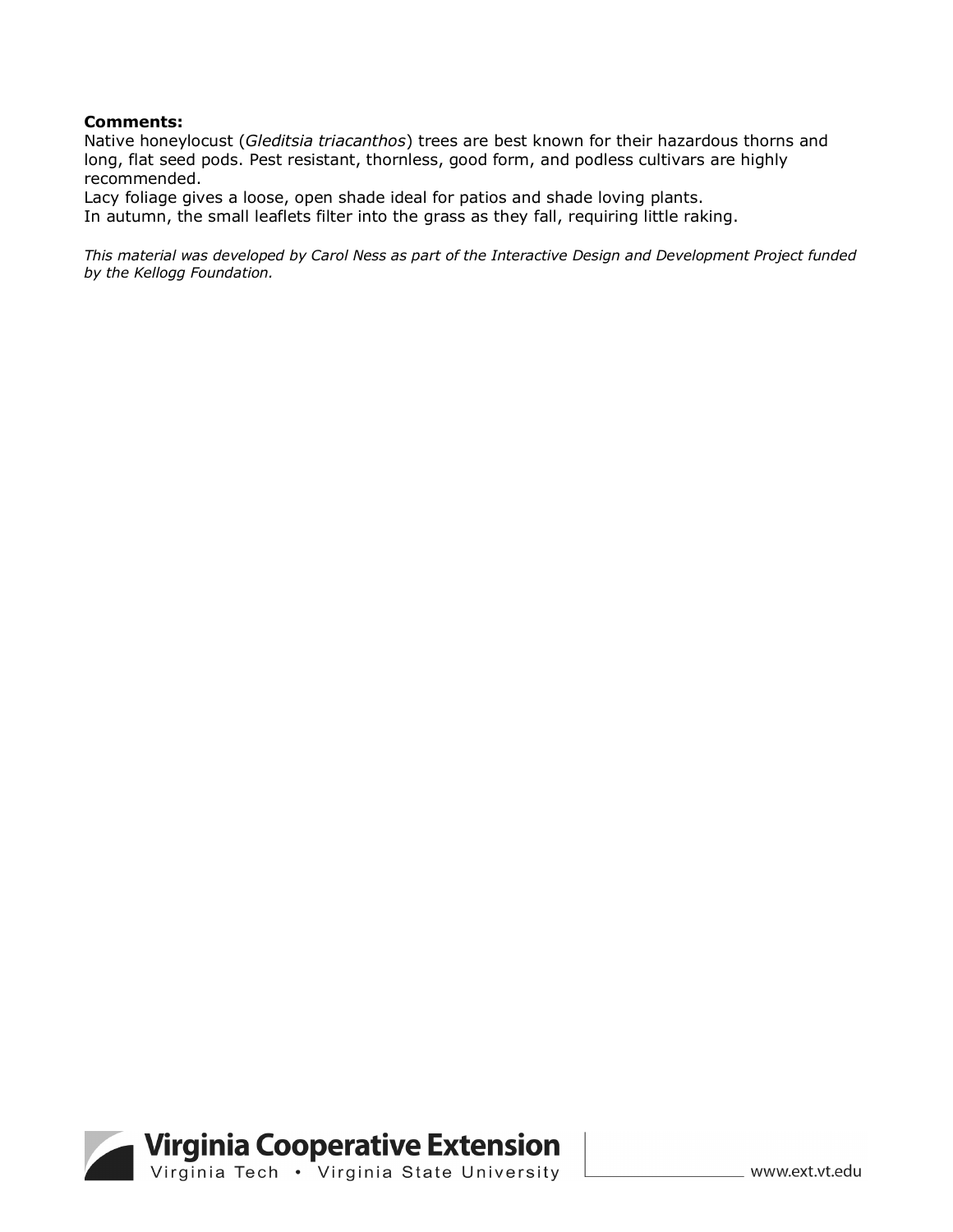**Comments:**

Native honeylocust (*Gleditsia triacanthos*) trees are best known for their hazardous thorns and long, flat seed pods. Pest resistant, thornless, good form, and podless cultivars are highly recommended.

Lacy foliage gives a loose, open shade ideal for patios and shade loving plants.

In autumn, the small leaflets filter into the grass as they fall, requiring little raking.

*This material was developed by Carol Ness as part of the Interactive Design and Development Project funded by the Kellogg Foundation.*